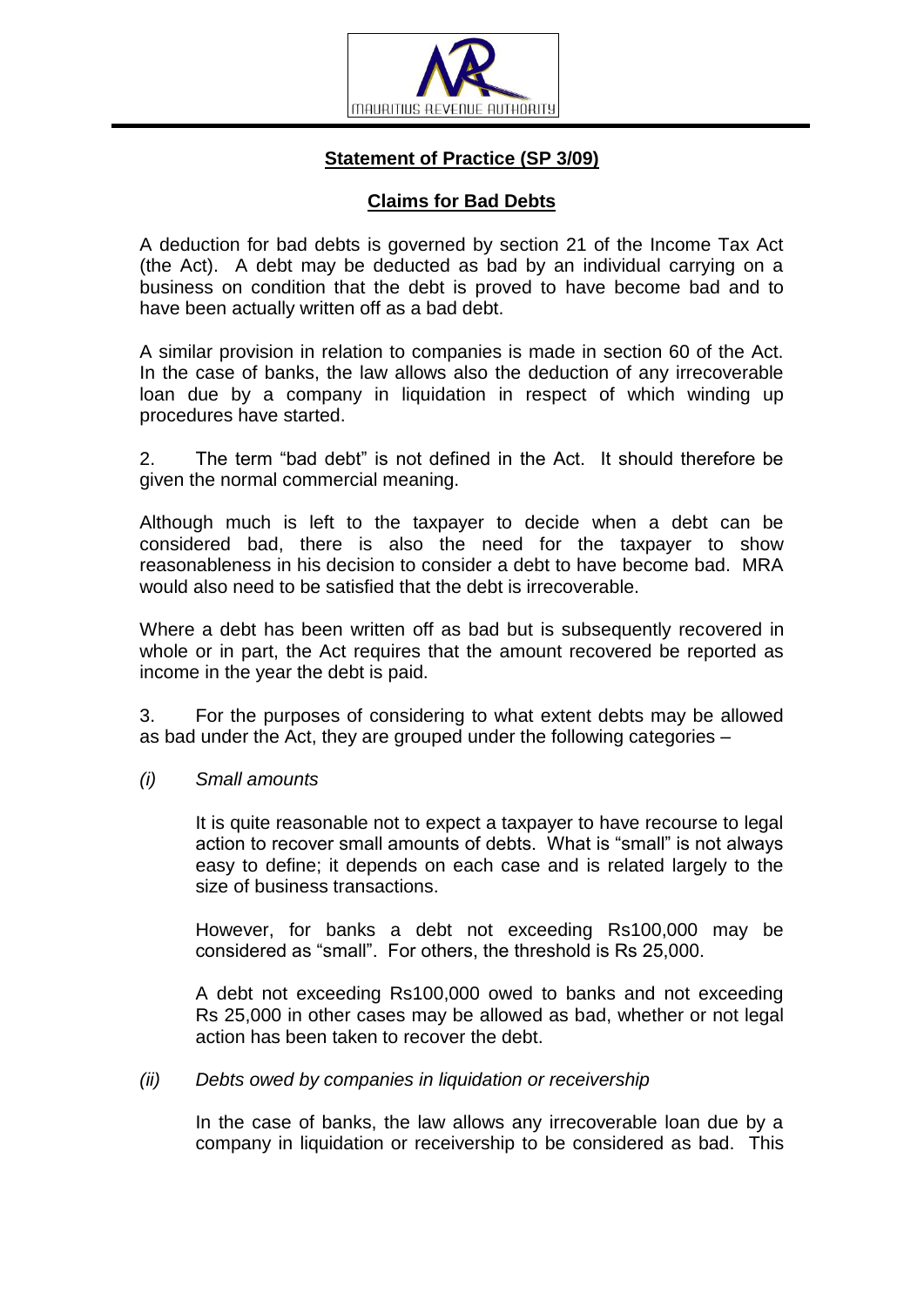**MAURITIUS REVENUE AUTHORITY**

## Statement of Practice (SP 3/09)

## Claims for Bad Debts

A deduction for bad debts is governed by section 21 of the Income Tax Act (the Act). A debt may be deducted as bad by an individual carrying on a business on condition that the debt is proved to have become bad and to have been actually written off as a bad debt.

A similar provision in relation to companies is made in section 60 of the Act. In the case of banks, the law allows also the deduction of any irrecoverable loan due by a company in liquidation in respect of which winding up procedures have started.

2. The term "bad debt" is not defined in the Act. It should therefore be given the normal commercial meaning.

Although much is left to the taxpayer to decide when a debt can be considered bad, there is also the need for the taxpayer to show reasonableness in his decision to consider a debt to have become bad. MRA would also need to be satisfied that the debt is irrecoverable.

Where a debt has been written off as bad but is subsequently recovered in whole or in part, the Act requires that the amount recovered be reported as income in the year the debt is paid.

3. For the purposes of considering to what extent debts may be allowed as bad under the Act, they are grouped under the following categories –

*(i) Small amounts*

It is quite reasonable not to expect a taxpayer to have recourse to legal action to recover small amounts of debts. What is "small" is not always easy to define; it depends on each case and is related largely to the size of business transactions.

However, for banks a debt not exceeding Rs100,000 may be considered as "small". For others, the threshold is Rs 25,000.

A debt not exceeding Rs100,000 owed to banks and not exceeding Rs 25,000 in other cases may be allowed as bad, whether or not legal action has been taken to recover the debt.

*(ii) Debts owed by companies in liquidation or receivership*

In the case of banks, the law allows any irrecoverable loan due by a company in liquidation or receivership to be considered as bad. This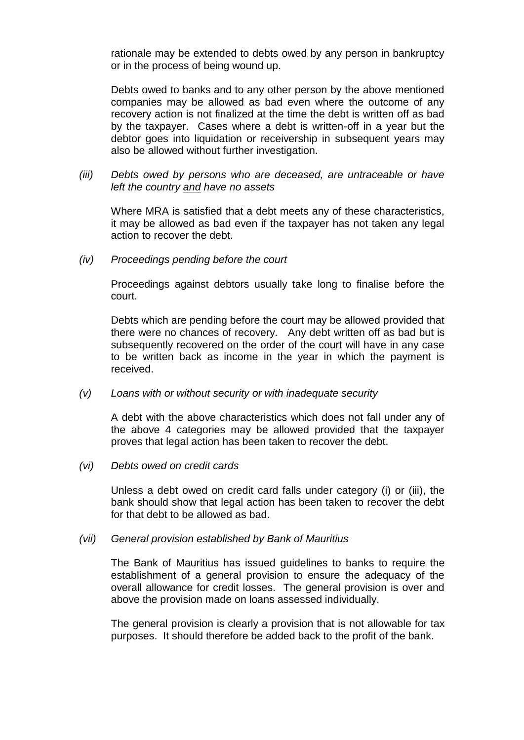rationale may be extended to debts owed by any person in bankruptcy or in the process of being wound up.

Debts owed to banks and to any other person by the above mentioned companies may be allowed as bad even where the outcome of any recovery action is not finalized at the time the debt is written off as bad by the taxpayer. Cases where a debt is written-off in a year but the debtor goes into liquidation or receivership in subsequent years may also be allowed without further investigation.

*(iii) Debts owed by persons who are deceased, are untraceable or have left the country and have no assets*

Where MRA is satisfied that a debt meets any of these characteristics, it may be allowed as bad even if the taxpayer has not taken any legal action to recover the debt.

*(iv) Proceedings pending before the court*

Proceedings against debtors usually take long to finalise before the court.

Debts which are pending before the court may be allowed provided that there were no chances of recovery. Any debt written off as bad but is subsequently recovered on the order of the court will have in any case to be written back as income in the year in which the payment is received.

*(v) Loans with or without security or with inadequate security*

A debt with the above characteristics which does not fall under any of the above 4 categories may be allowed provided that the taxpayer proves that legal action has been taken to recover the debt.

*(vi) Debts owed on credit cards*

Unless a debt owed on credit card falls under category (i) or (iii), the bank should show that legal action has been taken to recover the debt for that debt to be allowed as bad.

*(vii) General provision established by Bank of Mauritius*

The Bank of Mauritius has issued guidelines to banks to require the establishment of a general provision to ensure the adequacy of the overall allowance for credit losses. The general provision is over and above the provision made on loans assessed individually.

The general provision is clearly a provision that is not allowable for tax purposes. It should therefore be added back to the profit of the bank.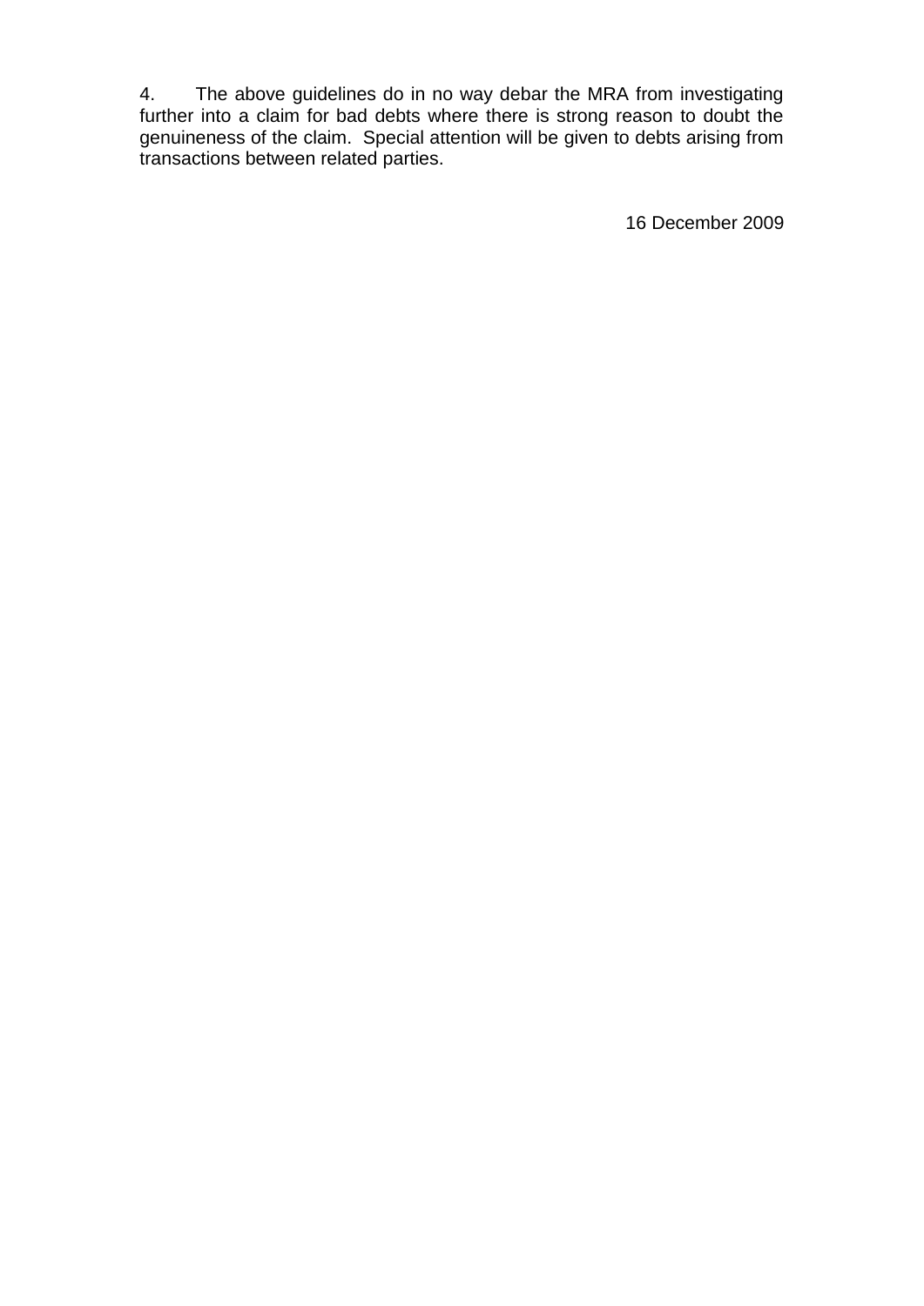4. The above guidelines do in no way debar the MRA from investigating further into a claim for bad debts where there is strong reason to doubt the genuineness of the claim. Special attention will be given to debts arising from transactions between related parties.

16 December 2009